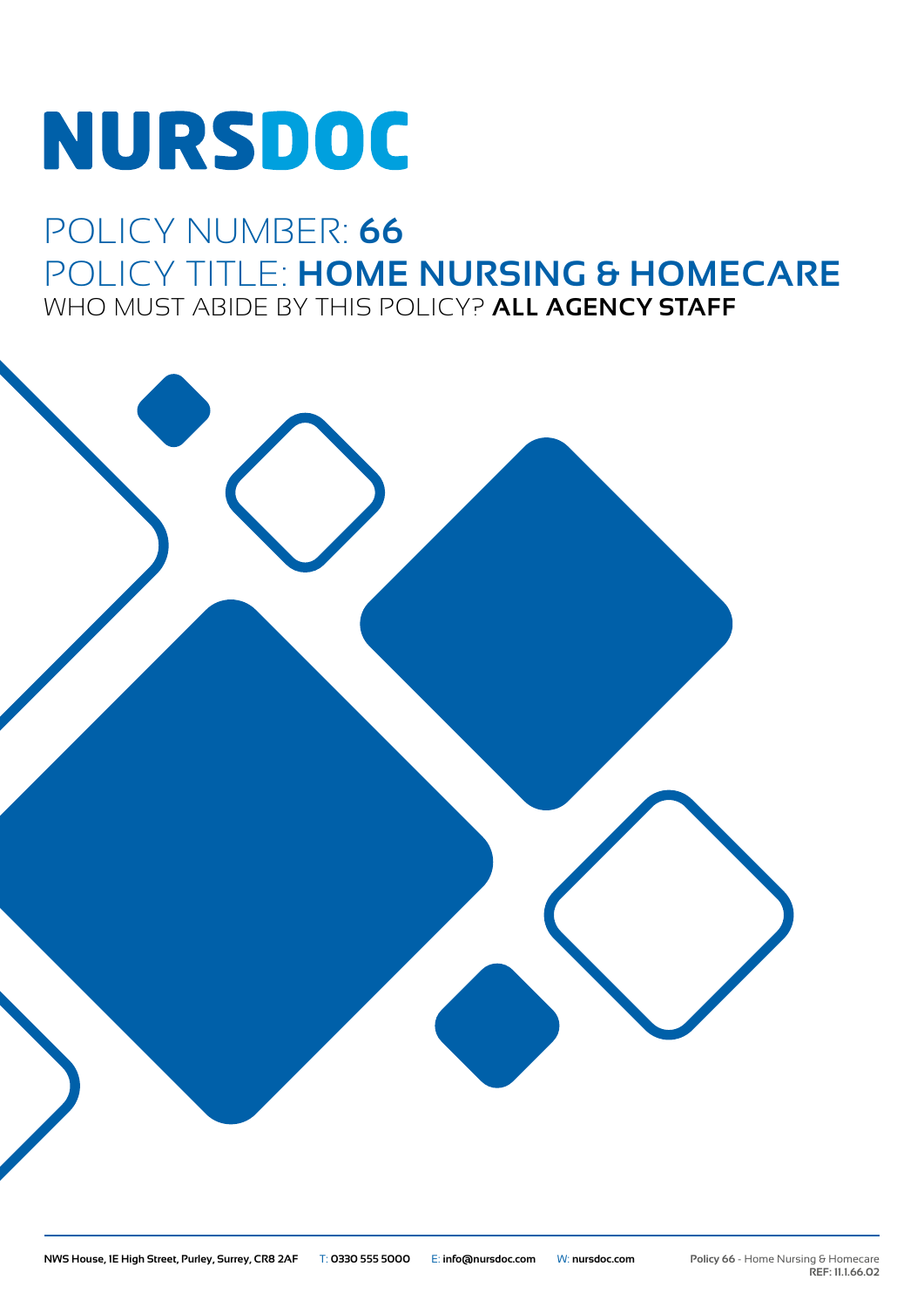# NURSDOC

## POLICY NUMBER: **66**

## POLICY TITLE: **HOME NURSING & HOMECARE**

WHO MUST ABIDE BY THIS POLICY? **ALL AGENCY STAFF**

**NWS House, 1E High Street, Purley, Surrey, CR8 2AF** T: **0330 555 5000** E: **info@nursdoc.com** W: **nursdoc.com**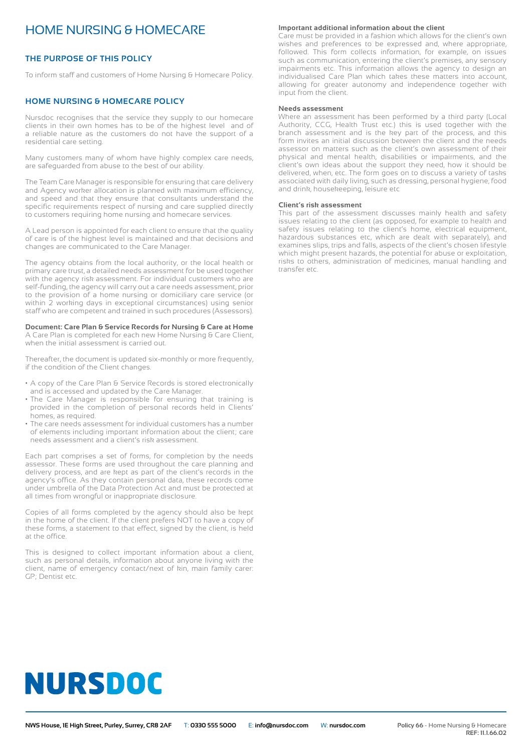# HOME NURSING & HOMECARE

## THE PURPOSE OF THIS POLICY

To inform staff and customers of Home Nursing & Homecare Policy.

## HOME NURSING & HOMECARE POLICY

Nursdoc recognises that the service they supply to our homecare clients in their own homes has to be of the highest level and of a reliable nature as the customers do not have the support of a residential care setting.

Many customers many of whom have highly complex care needs, are safeguarded from abuse to the best of our ability.

The Team Care Manager is responsible for ensuring that care delivery and Agency worker allocation is planned with maximum efficiency, and speed and that they ensure that consultants understand the specific requirements respect of nursing and care supplied directly to customers requiring home nursing and homecare services.

A Lead person is appointed for each client to ensure that the quality of care is of the highest level is maintained and that decisions and changes are communicated to the Care Manager.

The agency obtains from the local authority, or the local health or primary care trust, a detailed needs assessment for be used together with the agency risk assessment. For individual customers who are self-funding, the agency will carry out a care needs assessment, prior to the provision of a home nursing or domiciliary care service (or within 2 working days in exceptional circumstances) using senior staff who are competent and trained in such procedures (Assessors).

**Document: Care Plan & Service Records for Nursing & Care at Home**
A Care Plan is completed for each new Home Nursing & Care Client, when the initial assessment is carried out.

Thereafter, the document is updated six-monthly or more frequently, if the condition of the Client changes.

- A copy of the Care Plan & Service Records is stored electronically and is accessed and updated by the Care Manager.
- The Care Manager is responsible for ensuring that training is provided in the completion of personal records held in Clients' homes, as required.
- The care needs assessment for individual customers has a number of elements including important information about the client; care needs assessment and a client's risk assessment.

Each part comprises a set of forms, for completion by the needs assessor. These forms are used throughout the care planning and delivery process, and are kept as part of the client's records in the agency's office. As they contain personal data, these records come under umbrella of the Data Protection Act and must be protected at all times from wrongful or inappropriate disclosure.

Copies of all forms completed by the agency should also be kept in the home of the client. If the client prefers NOT to have a copy of these forms, a statement to that effect, signed by the client, is held at the office.

This is designed to collect important information about a client, such as personal details, information about anyone living with the client, name of emergency contact/next of kin, main family carer: GP; Dentist etc.

**Important additional information about the client**
Care must be provided in a fashion which allows for the client's own wishes and preferences to be expressed and, where appropriate, followed. This form collects information, for example, on issues such as communication, entering the client's premises, any sensory impairments etc. This information allows the agency to design an individualised Care Plan which takes these matters into account, allowing for greater autonomy and independence together with input from the client.

**Needs assessment**
Where an assessment has been performed by a third party (Local Authority, CCG, Health Trust etc.) this is used together with the branch assessment and is the key part of the process, and this form invites an initial discussion between the client and the needs assessor on matters such as the client's own assessment of their physical and mental health, disabilities or impairments, and the client's own ideas about the support they need, how it should be delivered, when, etc. The form goes on to discuss a variety of tasks associated with daily living, such as dressing, personal hygiene, food and drink, housekeeping, leisure etc

**Client's risk assessment**
This part of the assessment discusses mainly health and safety issues relating to the client (as opposed, for example to health and safety issues relating to the client's home, electrical equipment, hazardous substances etc, which are dealt with separately), and examines slips, trips and falls, aspects of the client's chosen lifestyle which might present hazards, the potential for abuse or exploitation, risks to others, administration of medicines, manual handling and transfer etc.

NURSDOC

NWS House, 1E High Street, Purley, Surrey, CR8 2AF T: 0330 555 5000 E: info@nursdoc.com W: nursdoc.com

Policy 66 - Home Nursing & Homecare
REF: 11.1.66.02